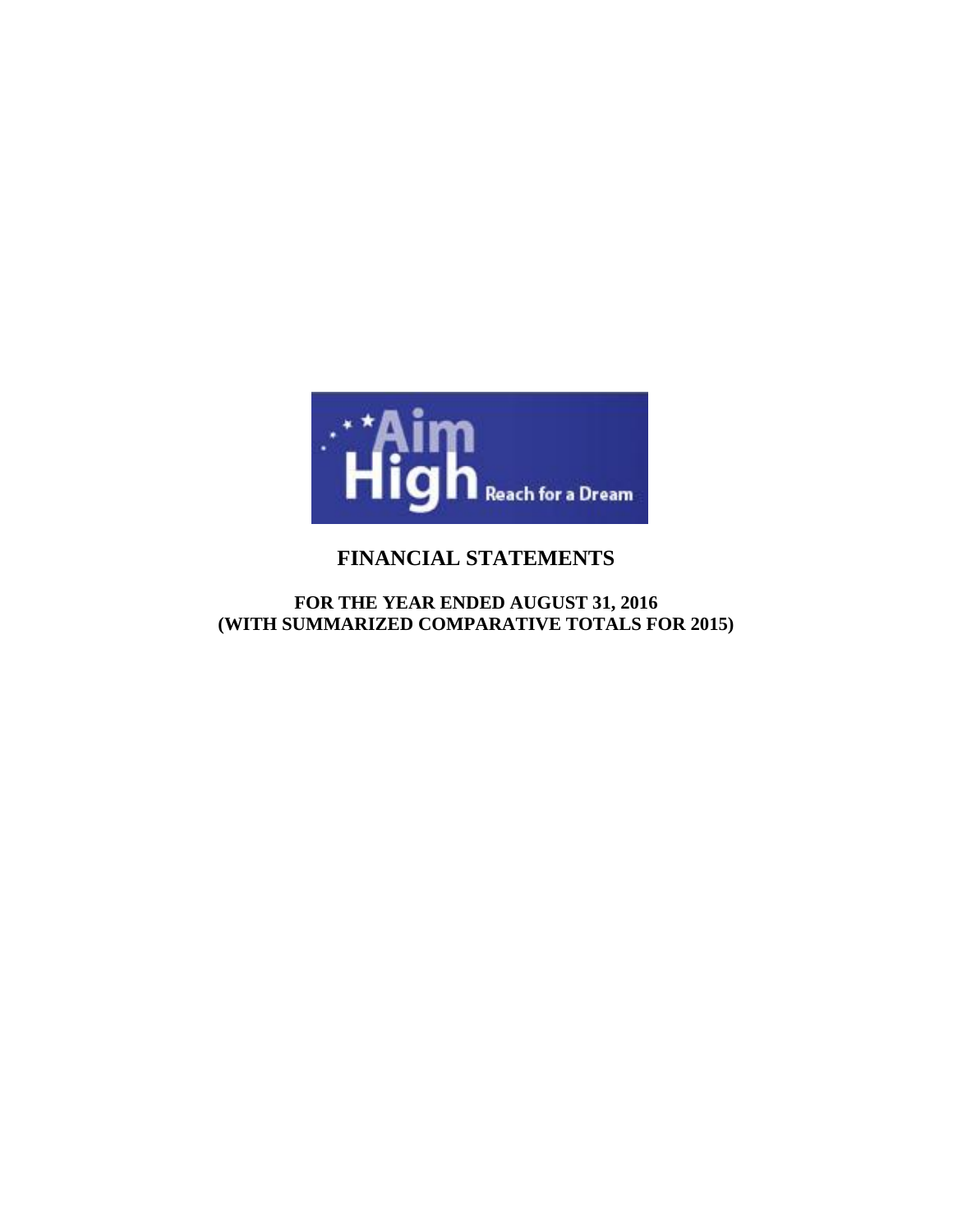# FINANCIAL STATEMENTS

**FOR THE YEAR ENDED AUGUST 31, 2016**
**(WITH SUMMARIZED COMPARATIVE TOTALS FOR 2015)**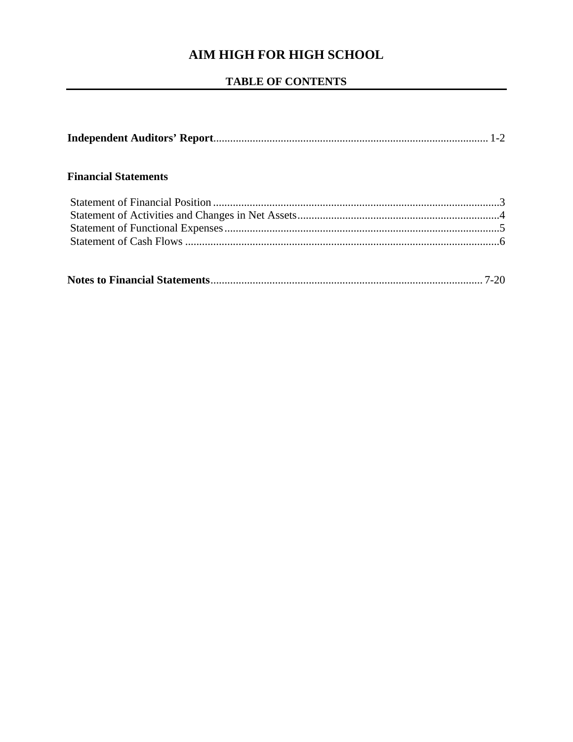# AIM HIGH FOR HIGH SCHOOL

## TABLE OF CONTENTS

| | |
|---|---|
| **Independent Auditors' Report** | 1-2 |
| **Financial Statements** | |
| Statement of Financial Position | 3 |
| Statement of Activities and Changes in Net Assets | 4 |
| Statement of Functional Expenses | 5 |
| Statement of Cash Flows | 6 |
| **Notes to Financial Statements** | 7-20 |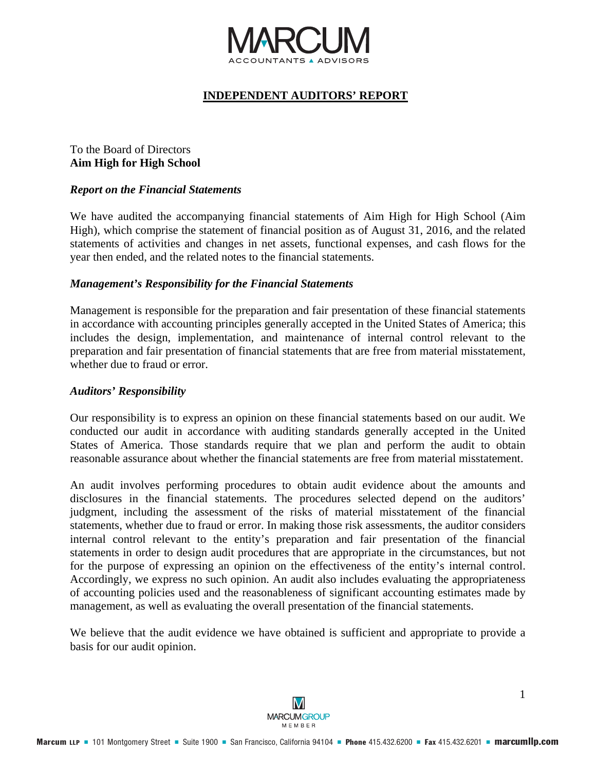# INDEPENDENT AUDITORS' REPORT

To the Board of Directors
**Aim High for High School**

### *Report on the Financial Statements*

We have audited the accompanying financial statements of Aim High for High School (Aim High), which comprise the statement of financial position as of August 31, 2016, and the related statements of activities and changes in net assets, functional expenses, and cash flows for the year then ended, and the related notes to the financial statements.

### *Management's Responsibility for the Financial Statements*

Management is responsible for the preparation and fair presentation of these financial statements in accordance with accounting principles generally accepted in the United States of America; this includes the design, implementation, and maintenance of internal control relevant to the preparation and fair presentation of financial statements that are free from material misstatement, whether due to fraud or error.

### *Auditors' Responsibility*

Our responsibility is to express an opinion on these financial statements based on our audit. We conducted our audit in accordance with auditing standards generally accepted in the United States of America. Those standards require that we plan and perform the audit to obtain reasonable assurance about whether the financial statements are free from material misstatement.

An audit involves performing procedures to obtain audit evidence about the amounts and disclosures in the financial statements. The procedures selected depend on the auditors' judgment, including the assessment of the risks of material misstatement of the financial statements, whether due to fraud or error. In making those risk assessments, the auditor considers internal control relevant to the entity's preparation and fair presentation of the financial statements in order to design audit procedures that are appropriate in the circumstances, but not for the purpose of expressing an opinion on the effectiveness of the entity's internal control. Accordingly, we express no such opinion. An audit also includes evaluating the appropriateness of accounting policies used and the reasonableness of significant accounting estimates made by management, as well as evaluating the overall presentation of the financial statements.

We believe that the audit evidence we have obtained is sufficient and appropriate to provide a basis for our audit opinion.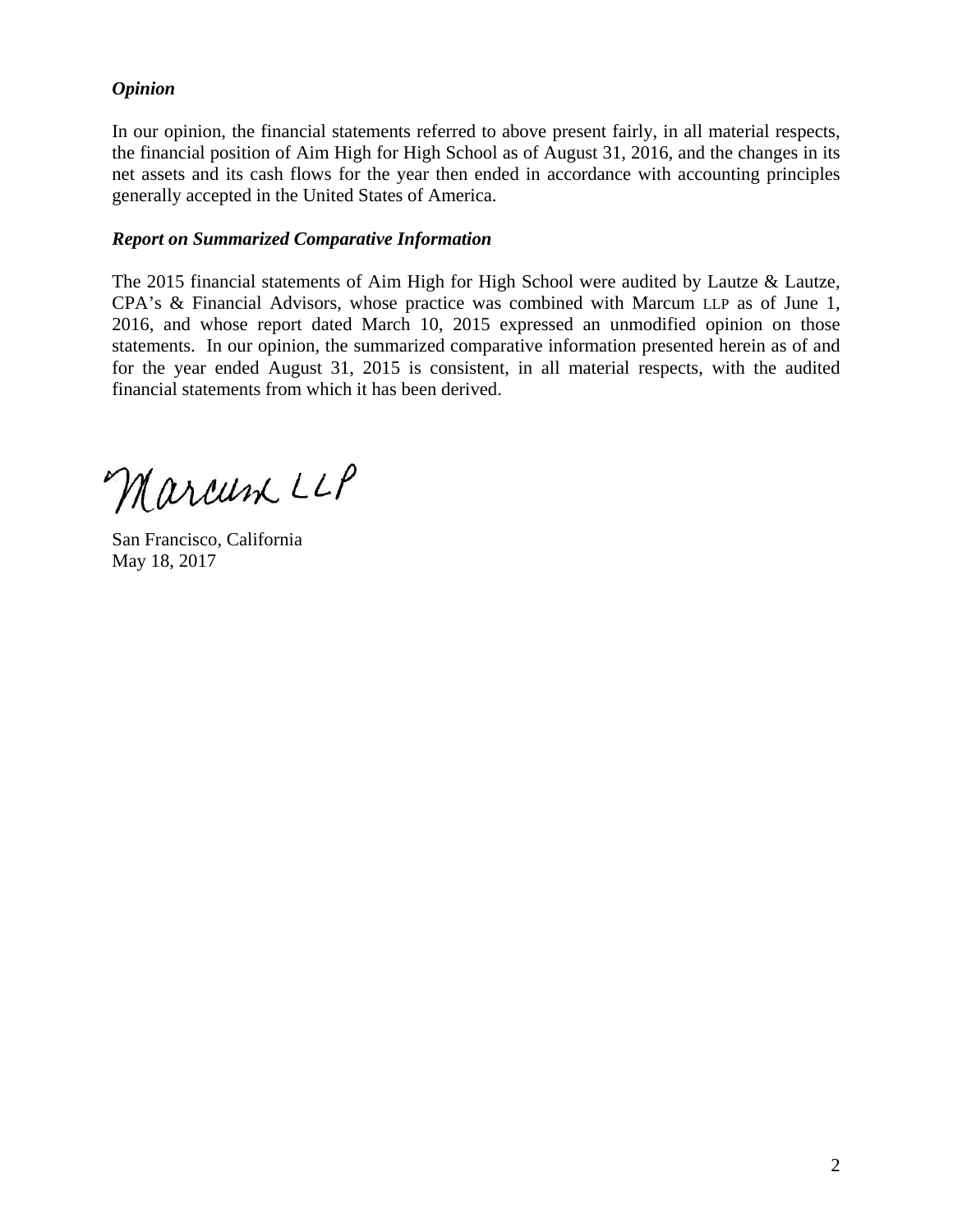### *Opinion*

In our opinion, the financial statements referred to above present fairly, in all material respects, the financial position of Aim High for High School as of August 31, 2016, and the changes in its net assets and its cash flows for the year then ended in accordance with accounting principles generally accepted in the United States of America.

### *Report on Summarized Comparative Information*

The 2015 financial statements of Aim High for High School were audited by Lautze & Lautze, CPA's & Financial Advisors, whose practice was combined with Marcum LLP as of June 1, 2016, and whose report dated March 10, 2015 expressed an unmodified opinion on those statements. In our opinion, the summarized comparative information presented herein as of and for the year ended August 31, 2015 is consistent, in all material respects, with the audited financial statements from which it has been derived.

Marcum LLP

San Francisco, California
May 18, 2017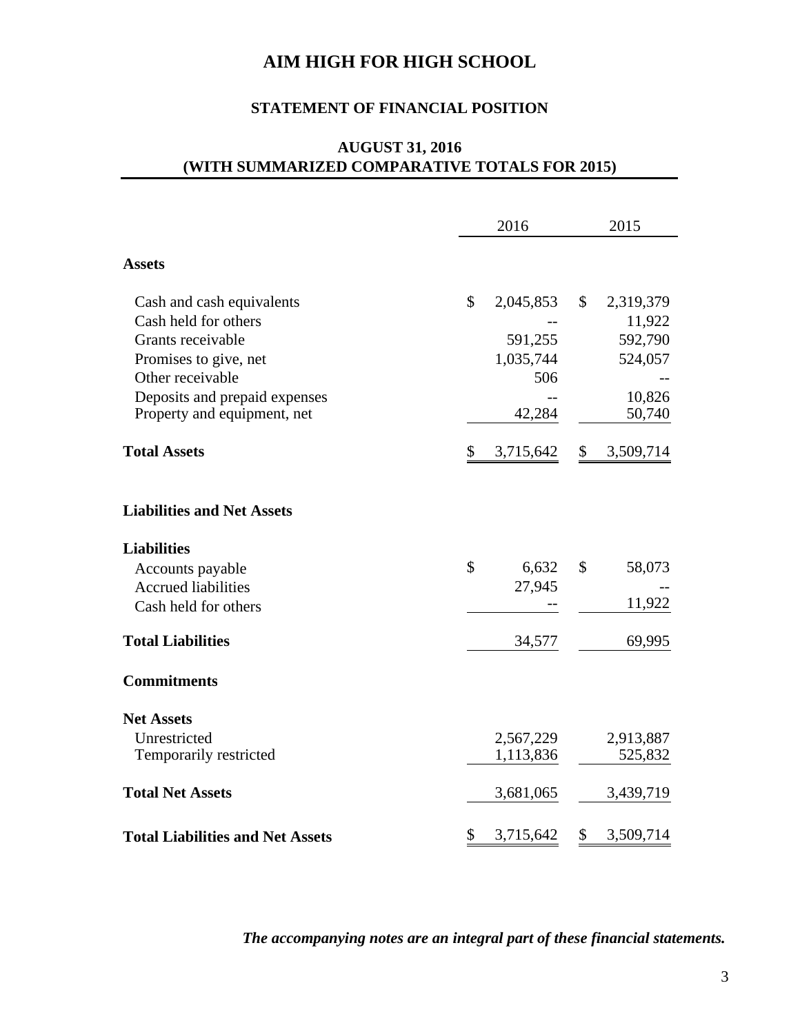# AIM HIGH FOR HIGH SCHOOL

## STATEMENT OF FINANCIAL POSITION

### AUGUST 31, 2016
### (WITH SUMMARIZED COMPARATIVE TOTALS FOR 2015)

| | 2016 | 2015 |
|---|---|---|
| **Assets** | | |
| Cash and cash equivalents | $ 2,045,853 | $ 2,319,379 |
| Cash held for others | -- | 11,922 |
| Grants receivable | 591,255 | 592,790 |
| Promises to give, net | 1,035,744 | 524,057 |
| Other receivable | 506 | -- |
| Deposits and prepaid expenses | -- | 10,826 |
| Property and equipment, net | 42,284 | 50,740 |
| **Total Assets** | $ 3,715,642 | $ 3,509,714 |
| **Liabilities and Net Assets** | | |
| **Liabilities** | | |
| Accounts payable | $ 6,632 | $ 58,073 |
| Accrued liabilities | 27,945 | -- |
| Cash held for others | -- | 11,922 |
| **Total Liabilities** | 34,577 | 69,995 |
| **Commitments** | | |
| **Net Assets** | | |
| Unrestricted | 2,567,229 | 2,913,887 |
| Temporarily restricted | 1,113,836 | 525,832 |
| **Total Net Assets** | 3,681,065 | 3,439,719 |
| **Total Liabilities and Net Assets** | $ 3,715,642 | $ 3,509,714 |

***The accompanying notes are an integral part of these financial statements.***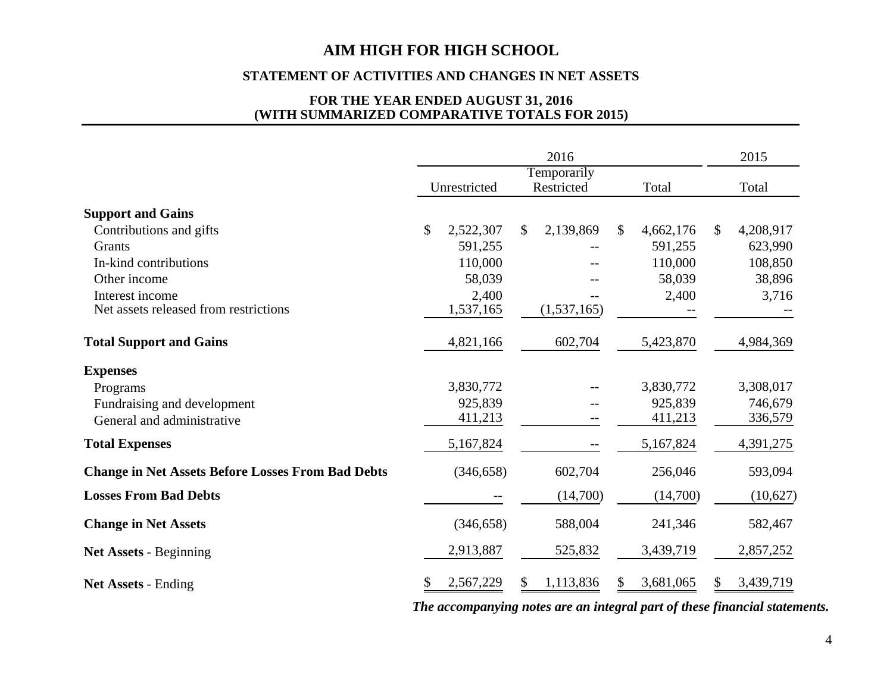# AIM HIGH FOR HIGH SCHOOL

## STATEMENT OF ACTIVITIES AND CHANGES IN NET ASSETS

### FOR THE YEAR ENDED AUGUST 31, 2016
### (WITH SUMMARIZED COMPARATIVE TOTALS FOR 2015)

| | 2016 | | | 2015 |
|---|---|---|---|---|
| | Unrestricted | Temporarily Restricted | Total | Total |
| **Support and Gains** | | | | |
| Contributions and gifts | $ 2,522,307 | $ 2,139,869 | $ 4,662,176 | $ 4,208,917 |
| Grants | 591,255 | -- | 591,255 | 623,990 |
| In-kind contributions | 110,000 | -- | 110,000 | 108,850 |
| Other income | 58,039 | -- | 58,039 | 38,896 |
| Interest income | 2,400 | -- | 2,400 | 3,716 |
| Net assets released from restrictions | 1,537,165 | (1,537,165) | -- | -- |
| **Total Support and Gains** | 4,821,166 | 602,704 | 5,423,870 | 4,984,369 |
| **Expenses** | | | | |
| Programs | 3,830,772 | -- | 3,830,772 | 3,308,017 |
| Fundraising and development | 925,839 | -- | 925,839 | 746,679 |
| General and administrative | 411,213 | -- | 411,213 | 336,579 |
| **Total Expenses** | 5,167,824 | -- | 5,167,824 | 4,391,275 |
| **Change in Net Assets Before Losses From Bad Debts** | (346,658) | 602,704 | 256,046 | 593,094 |
| **Losses From Bad Debts** | -- | (14,700) | (14,700) | (10,627) |
| **Change in Net Assets** | (346,658) | 588,004 | 241,346 | 582,467 |
| **Net Assets** - Beginning | 2,913,887 | 525,832 | 3,439,719 | 2,857,252 |
| **Net Assets** - Ending | $ 2,567,229 | $ 1,113,836 | $ 3,681,065 | $ 3,439,719 |

***The accompanying notes are an integral part of these financial statements.***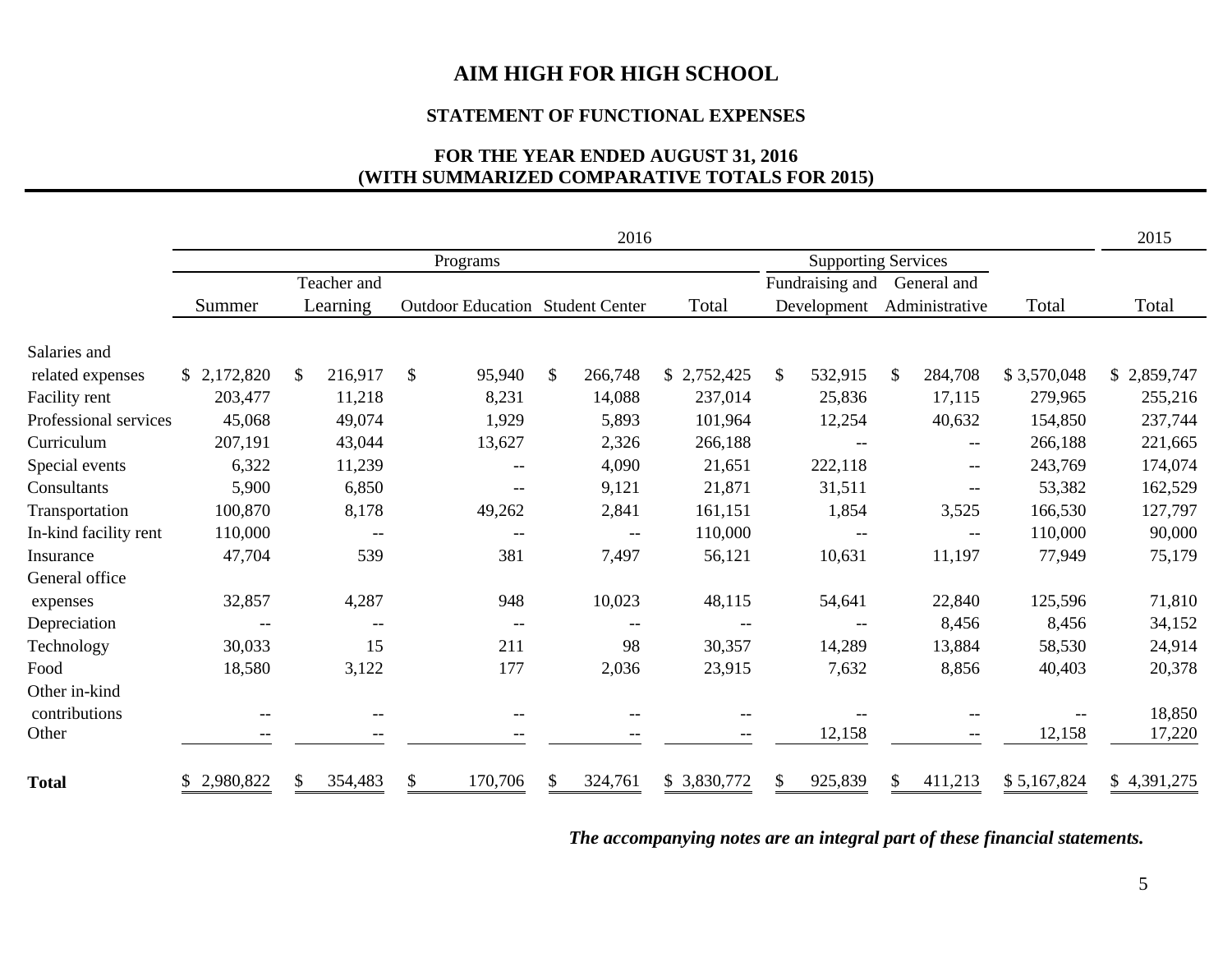# AIM HIGH FOR HIGH SCHOOL

## STATEMENT OF FUNCTIONAL EXPENSES

### FOR THE YEAR ENDED AUGUST 31, 2016
### (WITH SUMMARIZED COMPARATIVE TOTALS FOR 2015)

| | 2016 | | | | | | | | 2015 |
|---|---|---|---|---|---|---|---|---|---|
| | Programs | | | | | Supporting Services | | | |
| | Summer | Teacher and Learning | Outdoor Education | Student Center | Total | Fundraising and Development | General and Administrative | Total | Total |
| Salaries and related expenses | $ 2,172,820 | $ 216,917 | $ 95,940 | $ 266,748 | $ 2,752,425 | $ 532,915 | $ 284,708 | $ 3,570,048 | $ 2,859,747 |
| Facility rent | 203,477 | 11,218 | 8,231 | 14,088 | 237,014 | 25,836 | 17,115 | 279,965 | 255,216 |
| Professional services | 45,068 | 49,074 | 1,929 | 5,893 | 101,964 | 12,254 | 40,632 | 154,850 | 237,744 |
| Curriculum | 207,191 | 43,044 | 13,627 | 2,326 | 266,188 | -- | -- | 266,188 | 221,665 |
| Special events | 6,322 | 11,239 | -- | 4,090 | 21,651 | 222,118 | -- | 243,769 | 174,074 |
| Consultants | 5,900 | 6,850 | -- | 9,121 | 21,871 | 31,511 | -- | 53,382 | 162,529 |
| Transportation | 100,870 | 8,178 | 49,262 | 2,841 | 161,151 | 1,854 | 3,525 | 166,530 | 127,797 |
| In-kind facility rent | 110,000 | -- | -- | -- | 110,000 | -- | -- | 110,000 | 90,000 |
| Insurance | 47,704 | 539 | 381 | 7,497 | 56,121 | 10,631 | 11,197 | 77,949 | 75,179 |
| General office expenses | 32,857 | 4,287 | 948 | 10,023 | 48,115 | 54,641 | 22,840 | 125,596 | 71,810 |
| Depreciation | -- | -- | -- | -- | -- | -- | 8,456 | 8,456 | 34,152 |
| Technology | 30,033 | 15 | 211 | 98 | 30,357 | 14,289 | 13,884 | 58,530 | 24,914 |
| Food | 18,580 | 3,122 | 177 | 2,036 | 23,915 | 7,632 | 8,856 | 40,403 | 20,378 |
| Other in-kind contributions | -- | -- | -- | -- | -- | -- | -- | -- | 18,850 |
| Other | -- | -- | -- | -- | -- | 12,158 | -- | 12,158 | 17,220 |
| **Total** | $ 2,980,822 | $ 354,483 | $ 170,706 | $ 324,761 | $ 3,830,772 | $ 925,839 | $ 411,213 | $ 5,167,824 | $ 4,391,275 |

***The accompanying notes are an integral part of these financial statements.***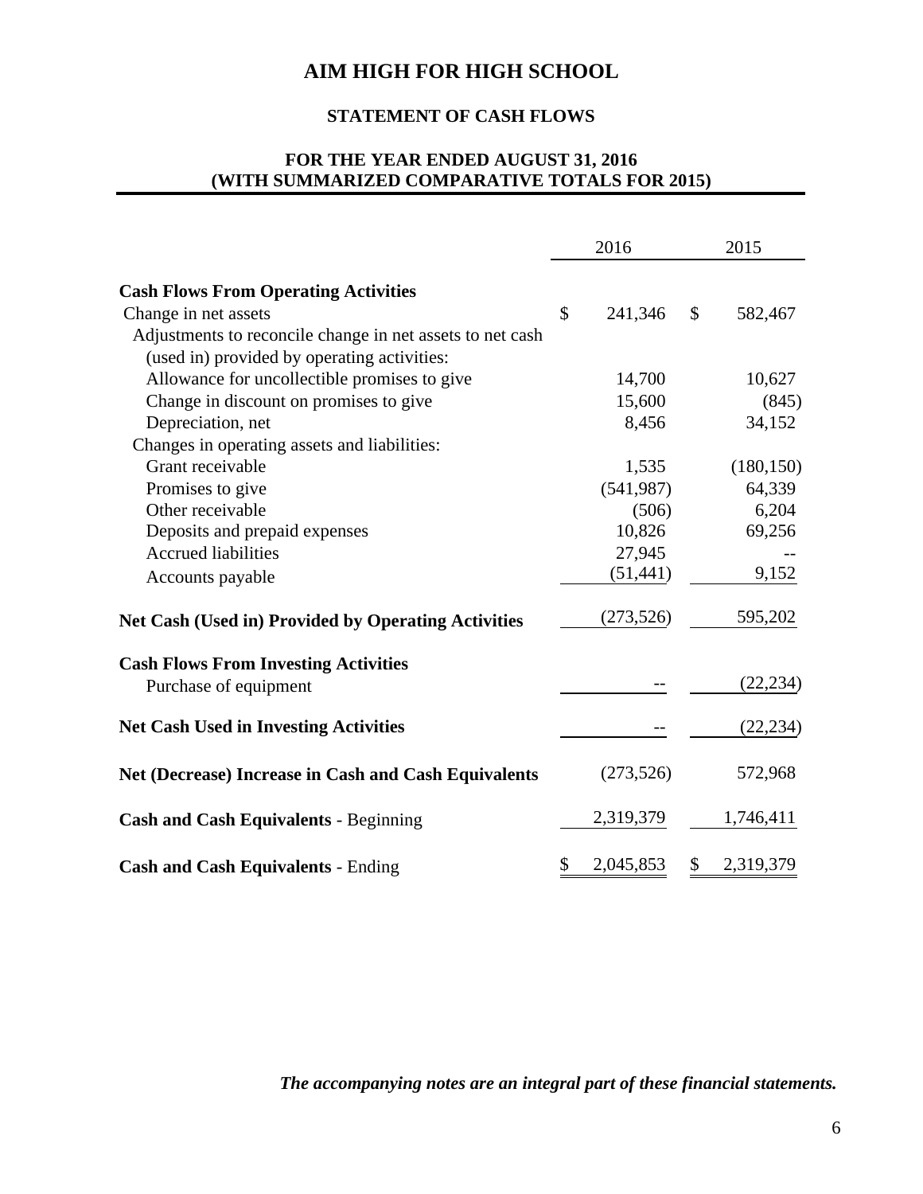# AIM HIGH FOR HIGH SCHOOL

## STATEMENT OF CASH FLOWS

### FOR THE YEAR ENDED AUGUST 31, 2016
### (WITH SUMMARIZED COMPARATIVE TOTALS FOR 2015)

| | 2016 | 2015 |
|---|---|---|
| **Cash Flows From Operating Activities** | | |
| Change in net assets | $ 241,346 | $ 582,467 |
| Adjustments to reconcile change in net assets to net cash (used in) provided by operating activities: | | |
| Allowance for uncollectible promises to give | 14,700 | 10,627 |
| Change in discount on promises to give | 15,600 | (845) |
| Depreciation, net | 8,456 | 34,152 |
| Changes in operating assets and liabilities: | | |
| Grant receivable | 1,535 | (180,150) |
| Promises to give | (541,987) | 64,339 |
| Other receivable | (506) | 6,204 |
| Deposits and prepaid expenses | 10,826 | 69,256 |
| Accrued liabilities | 27,945 | -- |
| Accounts payable | (51,441) | 9,152 |
| **Net Cash (Used in) Provided by Operating Activities** | (273,526) | 595,202 |
| **Cash Flows From Investing Activities** | | |
| Purchase of equipment | -- | (22,234) |
| **Net Cash Used in Investing Activities** | -- | (22,234) |
| **Net (Decrease) Increase in Cash and Cash Equivalents** | (273,526) | 572,968 |
| **Cash and Cash Equivalents** - Beginning | 2,319,379 | 1,746,411 |
| **Cash and Cash Equivalents** - Ending | $ 2,045,853 | $ 2,319,379 |

***The accompanying notes are an integral part of these financial statements.***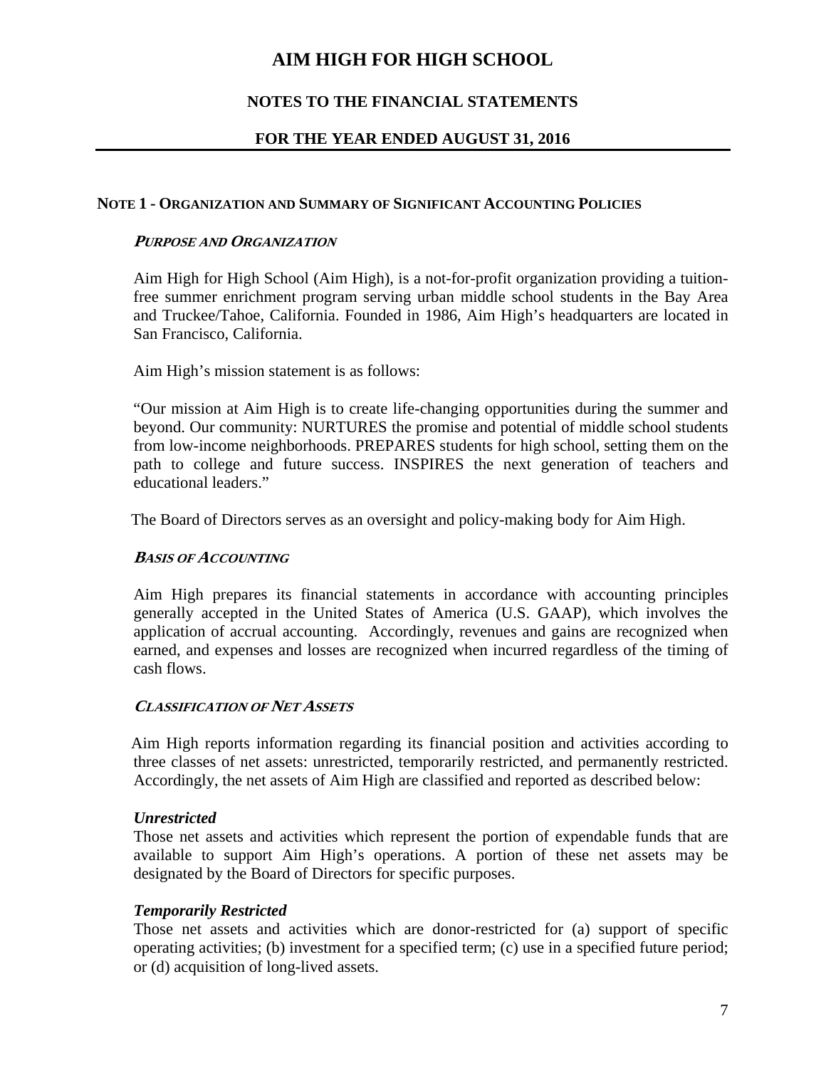# AIM HIGH FOR HIGH SCHOOL

## NOTES TO THE FINANCIAL STATEMENTS

## FOR THE YEAR ENDED AUGUST 31, 2016

### NOTE 1 - ORGANIZATION AND SUMMARY OF SIGNIFICANT ACCOUNTING POLICIES

***PURPOSE AND ORGANIZATION***

Aim High for High School (Aim High), is a not-for-profit organization providing a tuition-free summer enrichment program serving urban middle school students in the Bay Area and Truckee/Tahoe, California. Founded in 1986, Aim High's headquarters are located in San Francisco, California.

Aim High's mission statement is as follows:

"Our mission at Aim High is to create life-changing opportunities during the summer and beyond. Our community: NURTURES the promise and potential of middle school students from low-income neighborhoods. PREPARES students for high school, setting them on the path to college and future success. INSPIRES the next generation of teachers and educational leaders."

The Board of Directors serves as an oversight and policy-making body for Aim High.

***BASIS OF ACCOUNTING***

Aim High prepares its financial statements in accordance with accounting principles generally accepted in the United States of America (U.S. GAAP), which involves the application of accrual accounting. Accordingly, revenues and gains are recognized when earned, and expenses and losses are recognized when incurred regardless of the timing of cash flows.

***CLASSIFICATION OF NET ASSETS***

Aim High reports information regarding its financial position and activities according to three classes of net assets: unrestricted, temporarily restricted, and permanently restricted. Accordingly, the net assets of Aim High are classified and reported as described below:

***Unrestricted***
Those net assets and activities which represent the portion of expendable funds that are available to support Aim High's operations. A portion of these net assets may be designated by the Board of Directors for specific purposes.

***Temporarily Restricted***
Those net assets and activities which are donor-restricted for (a) support of specific operating activities; (b) investment for a specified term; (c) use in a specified future period; or (d) acquisition of long-lived assets.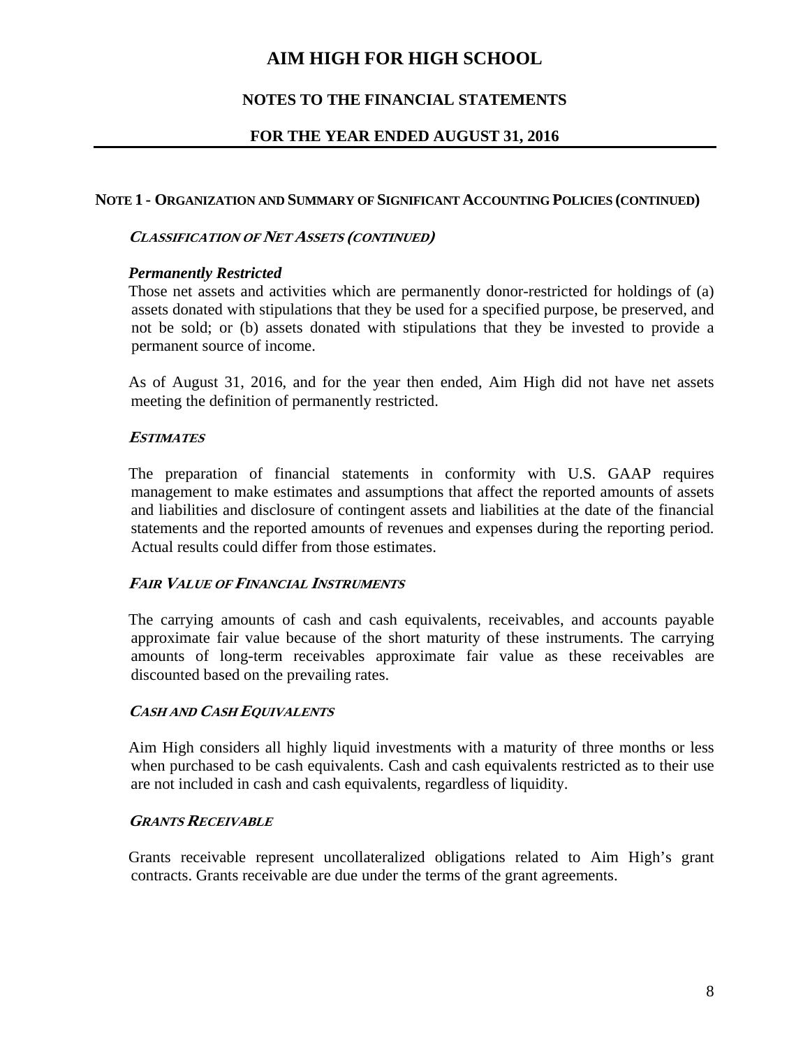# AIM HIGH FOR HIGH SCHOOL

## NOTES TO THE FINANCIAL STATEMENTS

## FOR THE YEAR ENDED AUGUST 31, 2016

### NOTE 1 - ORGANIZATION AND SUMMARY OF SIGNIFICANT ACCOUNTING POLICIES (CONTINUED)

***CLASSIFICATION OF NET ASSETS (CONTINUED)***

***Permanently Restricted***

Those net assets and activities which are permanently donor-restricted for holdings of (a) assets donated with stipulations that they be used for a specified purpose, be preserved, and not be sold; or (b) assets donated with stipulations that they be invested to provide a permanent source of income.

As of August 31, 2016, and for the year then ended, Aim High did not have net assets meeting the definition of permanently restricted.

***ESTIMATES***

The preparation of financial statements in conformity with U.S. GAAP requires management to make estimates and assumptions that affect the reported amounts of assets and liabilities and disclosure of contingent assets and liabilities at the date of the financial statements and the reported amounts of revenues and expenses during the reporting period. Actual results could differ from those estimates.

***FAIR VALUE OF FINANCIAL INSTRUMENTS***

The carrying amounts of cash and cash equivalents, receivables, and accounts payable approximate fair value because of the short maturity of these instruments. The carrying amounts of long-term receivables approximate fair value as these receivables are discounted based on the prevailing rates.

***CASH AND CASH EQUIVALENTS***

Aim High considers all highly liquid investments with a maturity of three months or less when purchased to be cash equivalents. Cash and cash equivalents restricted as to their use are not included in cash and cash equivalents, regardless of liquidity.

***GRANTS RECEIVABLE***

Grants receivable represent uncollateralized obligations related to Aim High's grant contracts. Grants receivable are due under the terms of the grant agreements.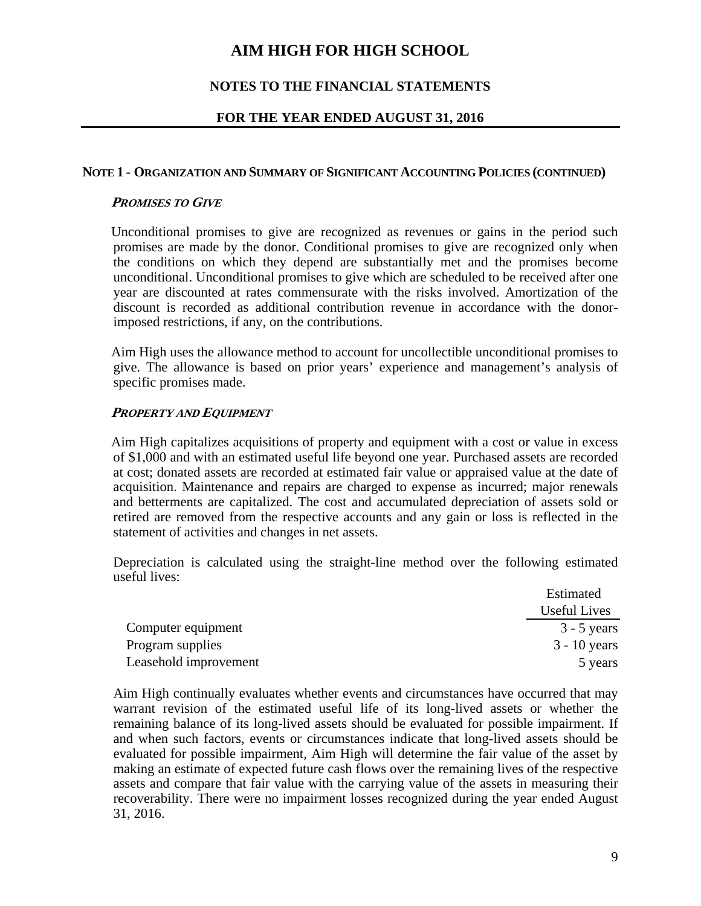# AIM HIGH FOR HIGH SCHOOL

## NOTES TO THE FINANCIAL STATEMENTS

## FOR THE YEAR ENDED AUGUST 31, 2016

**NOTE 1 - ORGANIZATION AND SUMMARY OF SIGNIFICANT ACCOUNTING POLICIES (CONTINUED)**

***PROMISES TO GIVE***

Unconditional promises to give are recognized as revenues or gains in the period such promises are made by the donor. Conditional promises to give are recognized only when the conditions on which they depend are substantially met and the promises become unconditional. Unconditional promises to give which are scheduled to be received after one year are discounted at rates commensurate with the risks involved. Amortization of the discount is recorded as additional contribution revenue in accordance with the donor-imposed restrictions, if any, on the contributions.

Aim High uses the allowance method to account for uncollectible unconditional promises to give. The allowance is based on prior years' experience and management's analysis of specific promises made.

***PROPERTY AND EQUIPMENT***

Aim High capitalizes acquisitions of property and equipment with a cost or value in excess of $1,000 and with an estimated useful life beyond one year. Purchased assets are recorded at cost; donated assets are recorded at estimated fair value or appraised value at the date of acquisition. Maintenance and repairs are charged to expense as incurred; major renewals and betterments are capitalized. The cost and accumulated depreciation of assets sold or retired are removed from the respective accounts and any gain or loss is reflected in the statement of activities and changes in net assets.

Depreciation is calculated using the straight-line method over the following estimated useful lives:

| | Estimated Useful Lives |
|---|---:|
| Computer equipment | 3 - 5 years |
| Program supplies | 3 - 10 years |
| Leasehold improvement | 5 years |

Aim High continually evaluates whether events and circumstances have occurred that may warrant revision of the estimated useful life of its long-lived assets or whether the remaining balance of its long-lived assets should be evaluated for possible impairment. If and when such factors, events or circumstances indicate that long-lived assets should be evaluated for possible impairment, Aim High will determine the fair value of the asset by making an estimate of expected future cash flows over the remaining lives of the respective assets and compare that fair value with the carrying value of the assets in measuring their recoverability. There were no impairment losses recognized during the year ended August 31, 2016.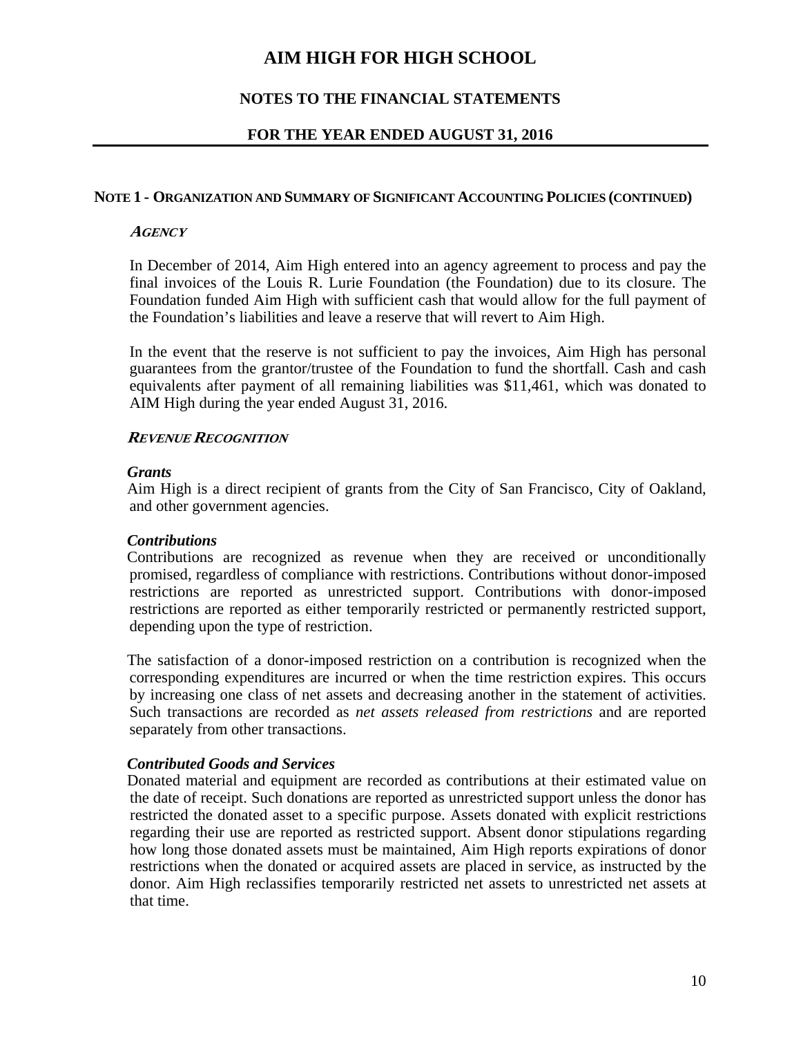# AIM HIGH FOR HIGH SCHOOL

## NOTES TO THE FINANCIAL STATEMENTS

## FOR THE YEAR ENDED AUGUST 31, 2016

### NOTE 1 - ORGANIZATION AND SUMMARY OF SIGNIFICANT ACCOUNTING POLICIES (CONTINUED)

***AGENCY***

In December of 2014, Aim High entered into an agency agreement to process and pay the final invoices of the Louis R. Lurie Foundation (the Foundation) due to its closure. The Foundation funded Aim High with sufficient cash that would allow for the full payment of the Foundation's liabilities and leave a reserve that will revert to Aim High.

In the event that the reserve is not sufficient to pay the invoices, Aim High has personal guarantees from the grantor/trustee of the Foundation to fund the shortfall. Cash and cash equivalents after payment of all remaining liabilities was $11,461, which was donated to AIM High during the year ended August 31, 2016.

***REVENUE RECOGNITION***

***Grants***
Aim High is a direct recipient of grants from the City of San Francisco, City of Oakland, and other government agencies.

***Contributions***
Contributions are recognized as revenue when they are received or unconditionally promised, regardless of compliance with restrictions. Contributions without donor-imposed restrictions are reported as unrestricted support. Contributions with donor-imposed restrictions are reported as either temporarily restricted or permanently restricted support, depending upon the type of restriction.

The satisfaction of a donor-imposed restriction on a contribution is recognized when the corresponding expenditures are incurred or when the time restriction expires. This occurs by increasing one class of net assets and decreasing another in the statement of activities. Such transactions are recorded as *net assets released from restrictions* and are reported separately from other transactions.

***Contributed Goods and Services***
Donated material and equipment are recorded as contributions at their estimated value on the date of receipt. Such donations are reported as unrestricted support unless the donor has restricted the donated asset to a specific purpose. Assets donated with explicit restrictions regarding their use are reported as restricted support. Absent donor stipulations regarding how long those donated assets must be maintained, Aim High reports expirations of donor restrictions when the donated or acquired assets are placed in service, as instructed by the donor. Aim High reclassifies temporarily restricted net assets to unrestricted net assets at that time.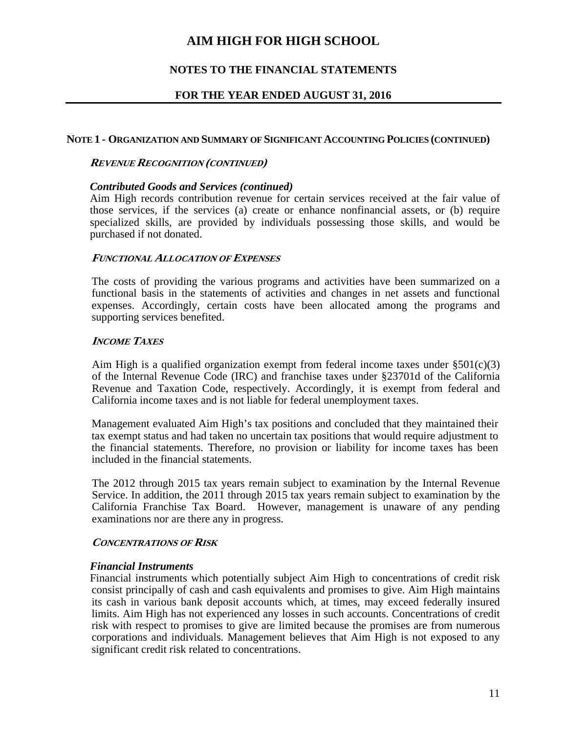# AIM HIGH FOR HIGH SCHOOL

## NOTES TO THE FINANCIAL STATEMENTS

## FOR THE YEAR ENDED AUGUST 31, 2016

### NOTE 1 - ORGANIZATION AND SUMMARY OF SIGNIFICANT ACCOUNTING POLICIES (CONTINUED)

***REVENUE RECOGNITION (CONTINUED)***

***Contributed Goods and Services (continued)***

Aim High records contribution revenue for certain services received at the fair value of those services, if the services (a) create or enhance nonfinancial assets, or (b) require specialized skills, are provided by individuals possessing those skills, and would be purchased if not donated.

***FUNCTIONAL ALLOCATION OF EXPENSES***

The costs of providing the various programs and activities have been summarized on a functional basis in the statements of activities and changes in net assets and functional expenses. Accordingly, certain costs have been allocated among the programs and supporting services benefited.

***INCOME TAXES***

Aim High is a qualified organization exempt from federal income taxes under §501(c)(3) of the Internal Revenue Code (IRC) and franchise taxes under §23701d of the California Revenue and Taxation Code, respectively. Accordingly, it is exempt from federal and California income taxes and is not liable for federal unemployment taxes.

Management evaluated Aim High's tax positions and concluded that they maintained their tax exempt status and had taken no uncertain tax positions that would require adjustment to the financial statements. Therefore, no provision or liability for income taxes has been included in the financial statements.

The 2012 through 2015 tax years remain subject to examination by the Internal Revenue Service. In addition, the 2011 through 2015 tax years remain subject to examination by the California Franchise Tax Board. However, management is unaware of any pending examinations nor are there any in progress.

***CONCENTRATIONS OF RISK***

***Financial Instruments***

Financial instruments which potentially subject Aim High to concentrations of credit risk consist principally of cash and cash equivalents and promises to give. Aim High maintains its cash in various bank deposit accounts which, at times, may exceed federally insured limits. Aim High has not experienced any losses in such accounts. Concentrations of credit risk with respect to promises to give are limited because the promises are from numerous corporations and individuals. Management believes that Aim High is not exposed to any significant credit risk related to concentrations.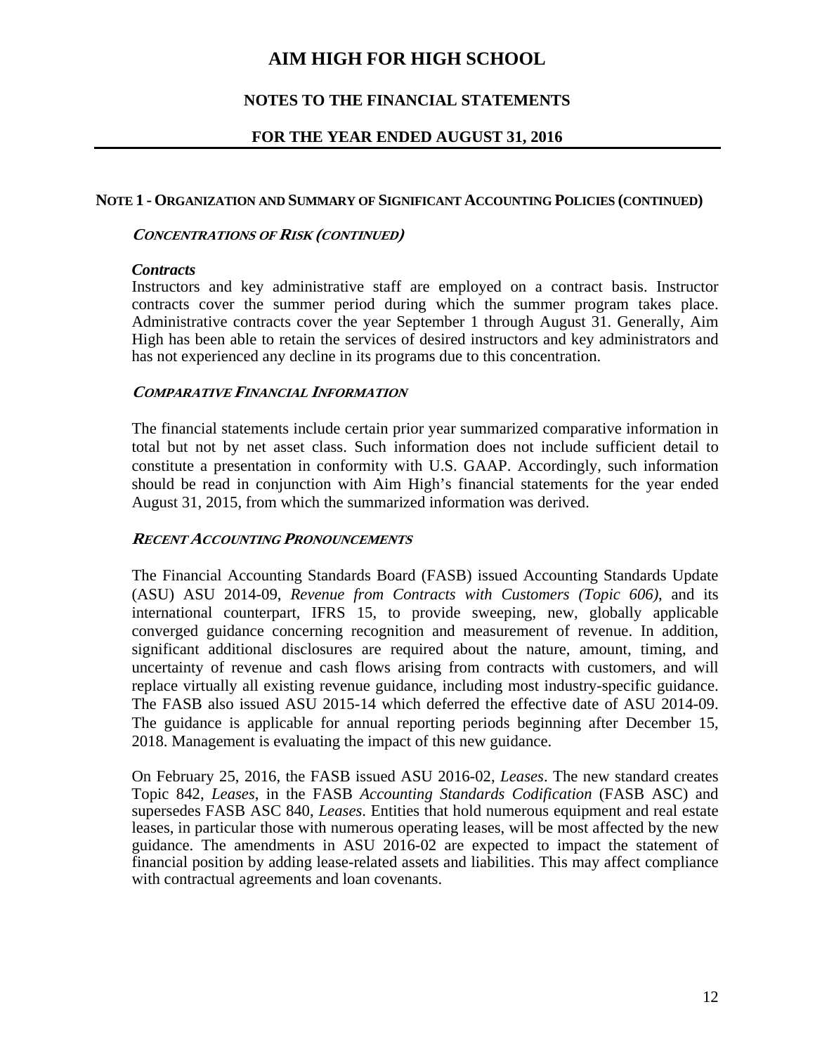## NOTE 1 - ORGANIZATION AND SUMMARY OF SIGNIFICANT ACCOUNTING POLICIES (CONTINUED)

### *CONCENTRATIONS OF RISK (CONTINUED)*

***Contracts***

Instructors and key administrative staff are employed on a contract basis. Instructor contracts cover the summer period during which the summer program takes place. Administrative contracts cover the year September 1 through August 31. Generally, Aim High has been able to retain the services of desired instructors and key administrators and has not experienced any decline in its programs due to this concentration.

### *COMPARATIVE FINANCIAL INFORMATION*

The financial statements include certain prior year summarized comparative information in total but not by net asset class. Such information does not include sufficient detail to constitute a presentation in conformity with U.S. GAAP. Accordingly, such information should be read in conjunction with Aim High's financial statements for the year ended August 31, 2015, from which the summarized information was derived.

### *RECENT ACCOUNTING PRONOUNCEMENTS*

The Financial Accounting Standards Board (FASB) issued Accounting Standards Update (ASU) ASU 2014-09, *Revenue from Contracts with Customers (Topic 606)*, and its international counterpart, IFRS 15, to provide sweeping, new, globally applicable converged guidance concerning recognition and measurement of revenue. In addition, significant additional disclosures are required about the nature, amount, timing, and uncertainty of revenue and cash flows arising from contracts with customers, and will replace virtually all existing revenue guidance, including most industry-specific guidance. The FASB also issued ASU 2015-14 which deferred the effective date of ASU 2014-09. The guidance is applicable for annual reporting periods beginning after December 15, 2018. Management is evaluating the impact of this new guidance.

On February 25, 2016, the FASB issued ASU 2016-02, *Leases*. The new standard creates Topic 842, *Leases*, in the FASB *Accounting Standards Codification* (FASB ASC) and supersedes FASB ASC 840, *Leases*. Entities that hold numerous equipment and real estate leases, in particular those with numerous operating leases, will be most affected by the new guidance. The amendments in ASU 2016-02 are expected to impact the statement of financial position by adding lease-related assets and liabilities. This may affect compliance with contractual agreements and loan covenants.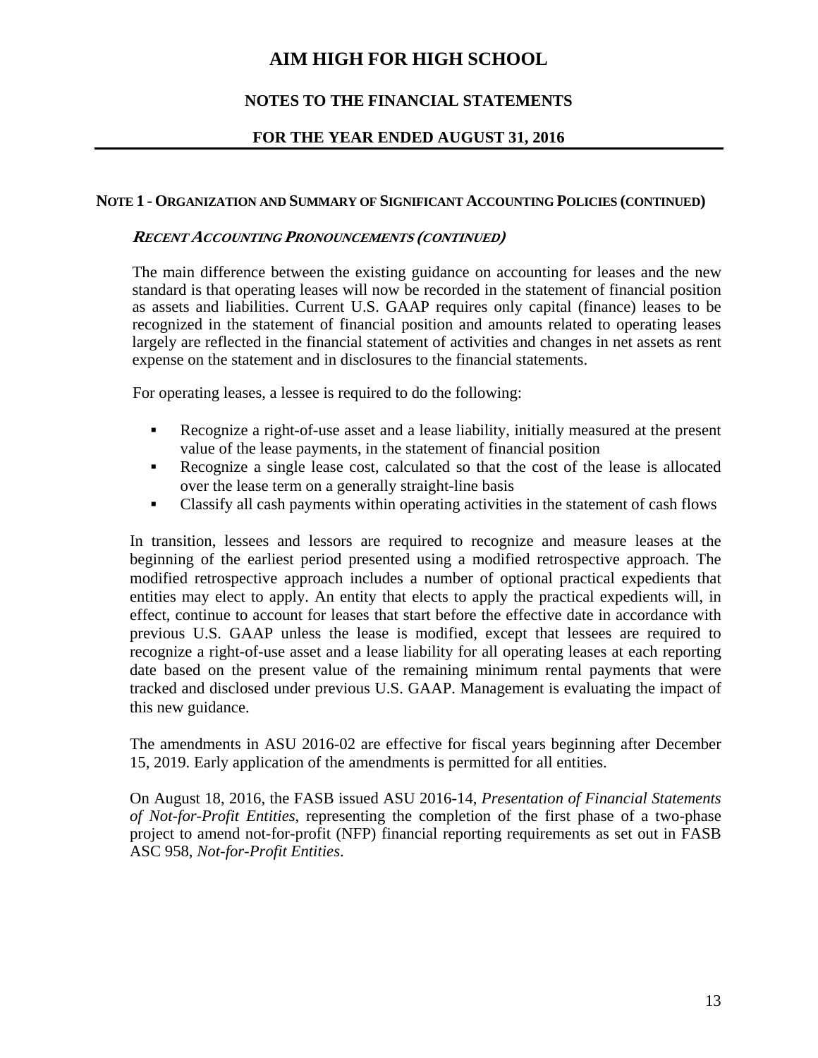## NOTE 1 - ORGANIZATION AND SUMMARY OF SIGNIFICANT ACCOUNTING POLICIES (CONTINUED)

### *RECENT ACCOUNTING PRONOUNCEMENTS (CONTINUED)*

The main difference between the existing guidance on accounting for leases and the new standard is that operating leases will now be recorded in the statement of financial position as assets and liabilities. Current U.S. GAAP requires only capital (finance) leases to be recognized in the statement of financial position and amounts related to operating leases largely are reflected in the financial statement of activities and changes in net assets as rent expense on the statement and in disclosures to the financial statements.

For operating leases, a lessee is required to do the following:

- Recognize a right-of-use asset and a lease liability, initially measured at the present value of the lease payments, in the statement of financial position
- Recognize a single lease cost, calculated so that the cost of the lease is allocated over the lease term on a generally straight-line basis
- Classify all cash payments within operating activities in the statement of cash flows

In transition, lessees and lessors are required to recognize and measure leases at the beginning of the earliest period presented using a modified retrospective approach. The modified retrospective approach includes a number of optional practical expedients that entities may elect to apply. An entity that elects to apply the practical expedients will, in effect, continue to account for leases that start before the effective date in accordance with previous U.S. GAAP unless the lease is modified, except that lessees are required to recognize a right-of-use asset and a lease liability for all operating leases at each reporting date based on the present value of the remaining minimum rental payments that were tracked and disclosed under previous U.S. GAAP. Management is evaluating the impact of this new guidance.

The amendments in ASU 2016-02 are effective for fiscal years beginning after December 15, 2019. Early application of the amendments is permitted for all entities.

On August 18, 2016, the FASB issued ASU 2016-14, *Presentation of Financial Statements of Not-for-Profit Entities*, representing the completion of the first phase of a two-phase project to amend not-for-profit (NFP) financial reporting requirements as set out in FASB ASC 958, *Not-for-Profit Entities*.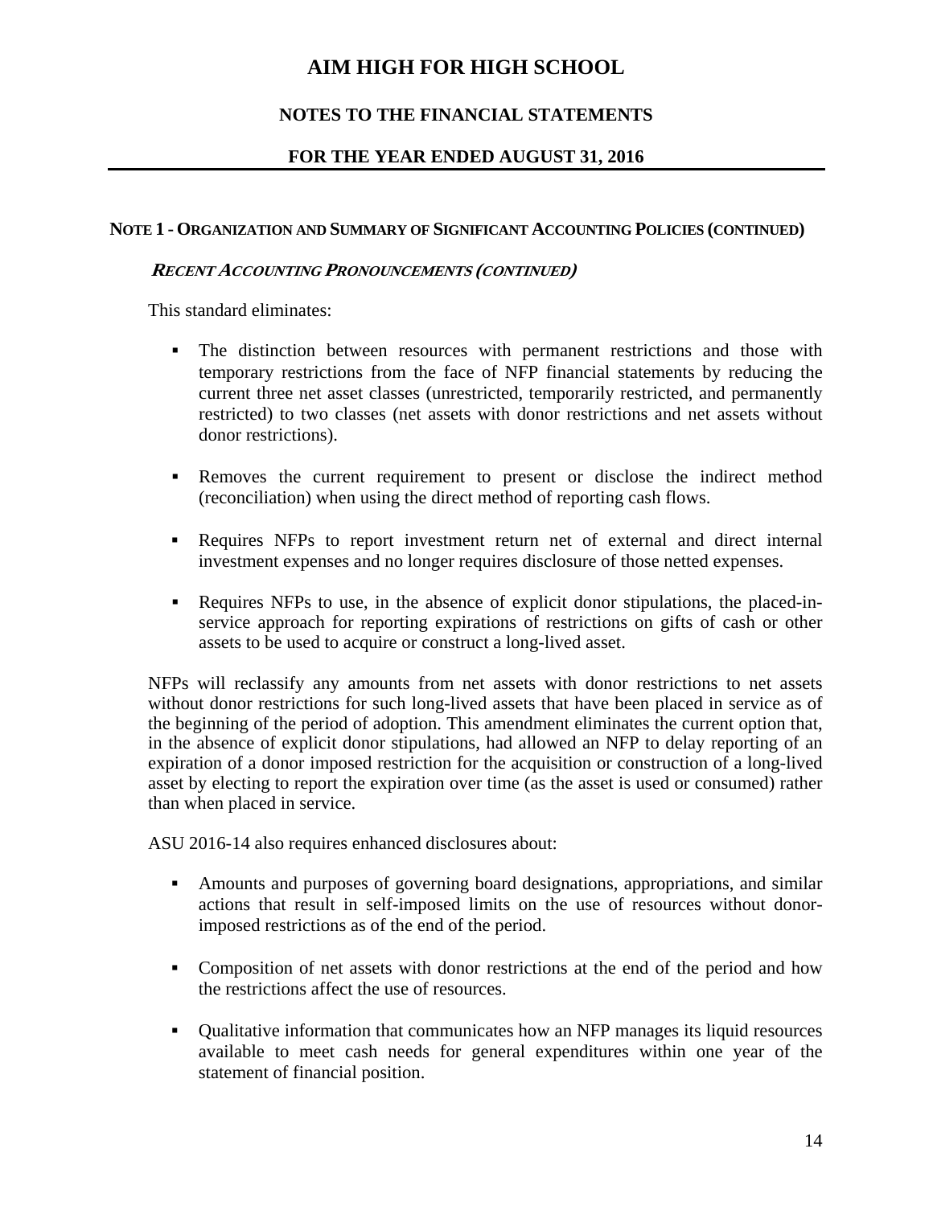# AIM HIGH FOR HIGH SCHOOL

## NOTES TO THE FINANCIAL STATEMENTS

## FOR THE YEAR ENDED AUGUST 31, 2016

### NOTE 1 - ORGANIZATION AND SUMMARY OF SIGNIFICANT ACCOUNTING POLICIES (CONTINUED)

***RECENT ACCOUNTING PRONOUNCEMENTS (CONTINUED)***

This standard eliminates:

- The distinction between resources with permanent restrictions and those with temporary restrictions from the face of NFP financial statements by reducing the current three net asset classes (unrestricted, temporarily restricted, and permanently restricted) to two classes (net assets with donor restrictions and net assets without donor restrictions).
- Removes the current requirement to present or disclose the indirect method (reconciliation) when using the direct method of reporting cash flows.
- Requires NFPs to report investment return net of external and direct internal investment expenses and no longer requires disclosure of those netted expenses.
- Requires NFPs to use, in the absence of explicit donor stipulations, the placed-in-service approach for reporting expirations of restrictions on gifts of cash or other assets to be used to acquire or construct a long-lived asset.

NFPs will reclassify any amounts from net assets with donor restrictions to net assets without donor restrictions for such long-lived assets that have been placed in service as of the beginning of the period of adoption. This amendment eliminates the current option that, in the absence of explicit donor stipulations, had allowed an NFP to delay reporting of an expiration of a donor imposed restriction for the acquisition or construction of a long-lived asset by electing to report the expiration over time (as the asset is used or consumed) rather than when placed in service.

ASU 2016-14 also requires enhanced disclosures about:

- Amounts and purposes of governing board designations, appropriations, and similar actions that result in self-imposed limits on the use of resources without donor-imposed restrictions as of the end of the period.
- Composition of net assets with donor restrictions at the end of the period and how the restrictions affect the use of resources.
- Qualitative information that communicates how an NFP manages its liquid resources available to meet cash needs for general expenditures within one year of the statement of financial position.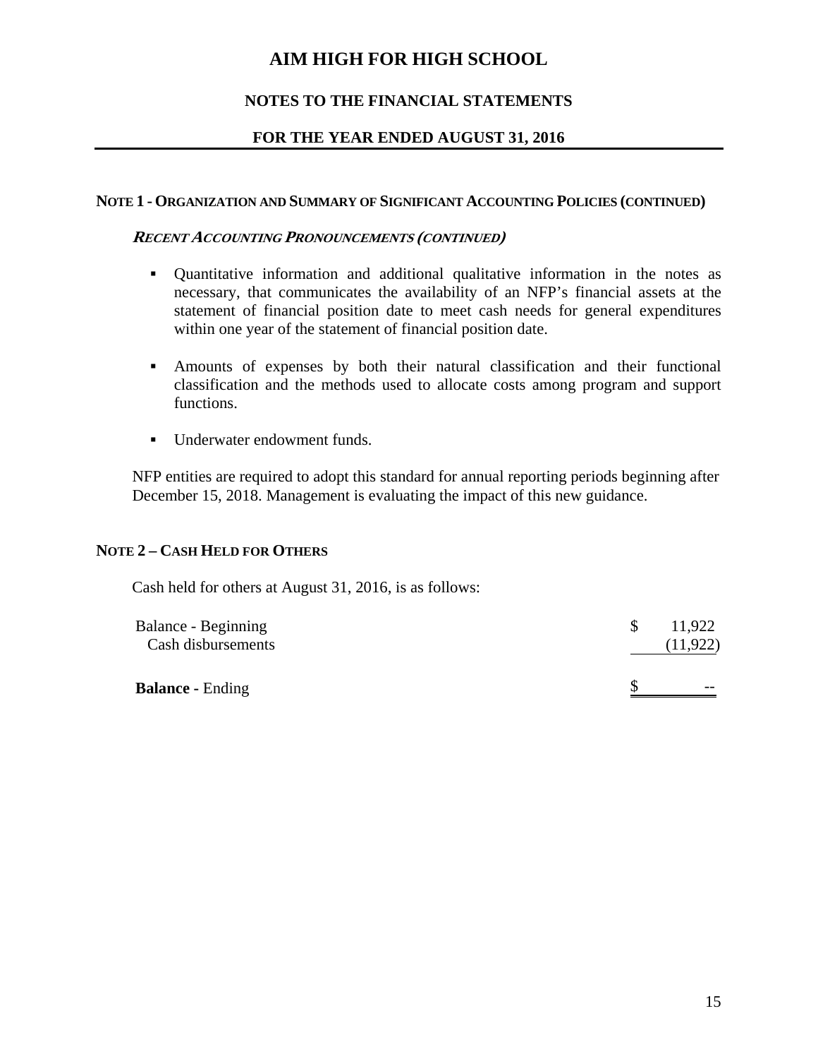# AIM HIGH FOR HIGH SCHOOL

## NOTES TO THE FINANCIAL STATEMENTS

## FOR THE YEAR ENDED AUGUST 31, 2016

### NOTE 1 - ORGANIZATION AND SUMMARY OF SIGNIFICANT ACCOUNTING POLICIES (CONTINUED)

***RECENT ACCOUNTING PRONOUNCEMENTS (CONTINUED)***

- Quantitative information and additional qualitative information in the notes as necessary, that communicates the availability of an NFP's financial assets at the statement of financial position date to meet cash needs for general expenditures within one year of the statement of financial position date.

- Amounts of expenses by both their natural classification and their functional classification and the methods used to allocate costs among program and support functions.

- Underwater endowment funds.

NFP entities are required to adopt this standard for annual reporting periods beginning after December 15, 2018. Management is evaluating the impact of this new guidance.

### NOTE 2 – CASH HELD FOR OTHERS

Cash held for others at August 31, 2016, is as follows:

| | |
|---|---|
| Balance - Beginning | $ 11,922 |
| Cash disbursements | (11,922) |
| **Balance -** Ending | $ -- |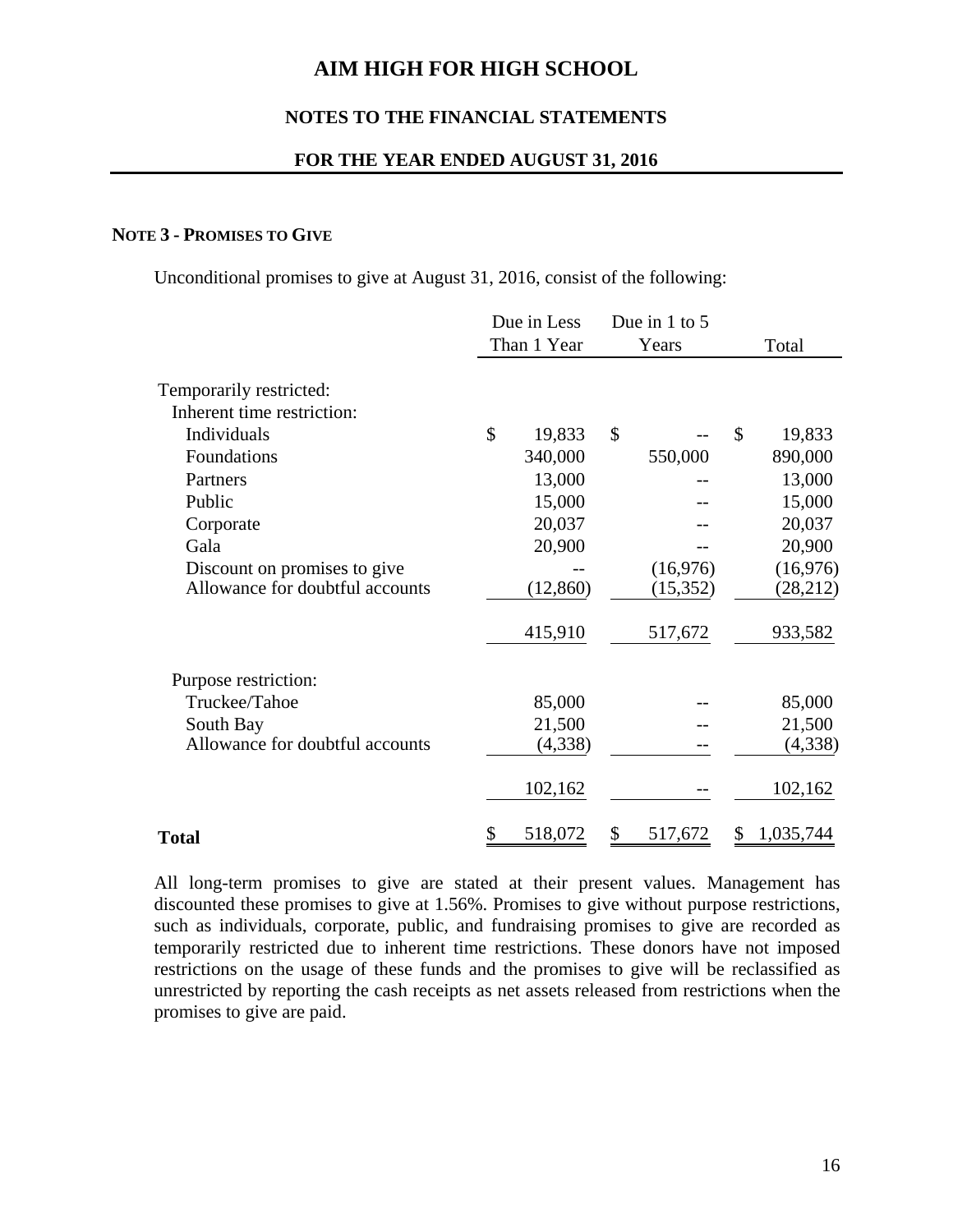# AIM HIGH FOR HIGH SCHOOL

## NOTES TO THE FINANCIAL STATEMENTS

## FOR THE YEAR ENDED AUGUST 31, 2016

### NOTE 3 - PROMISES TO GIVE

Unconditional promises to give at August 31, 2016, consist of the following:

| | Due in Less Than 1 Year | Due in 1 to 5 Years | Total |
|---|---|---|---|
| Temporarily restricted: | | | |
| Inherent time restriction: | | | |
| Individuals | $ 19,833 | $ -- | $ 19,833 |
| Foundations | 340,000 | 550,000 | 890,000 |
| Partners | 13,000 | -- | 13,000 |
| Public | 15,000 | -- | 15,000 |
| Corporate | 20,037 | -- | 20,037 |
| Gala | 20,900 | -- | 20,900 |
| Discount on promises to give | -- | (16,976) | (16,976) |
| Allowance for doubtful accounts | (12,860) | (15,352) | (28,212) |
| | 415,910 | 517,672 | 933,582 |
| Purpose restriction: | | | |
| Truckee/Tahoe | 85,000 | -- | 85,000 |
| South Bay | 21,500 | -- | 21,500 |
| Allowance for doubtful accounts | (4,338) | -- | (4,338) |
| | 102,162 | -- | 102,162 |
| **Total** | $ 518,072 | $ 517,672 | $ 1,035,744 |

All long-term promises to give are stated at their present values. Management has discounted these promises to give at 1.56%. Promises to give without purpose restrictions, such as individuals, corporate, public, and fundraising promises to give are recorded as temporarily restricted due to inherent time restrictions. These donors have not imposed restrictions on the usage of these funds and the promises to give will be reclassified as unrestricted by reporting the cash receipts as net assets released from restrictions when the promises to give are paid.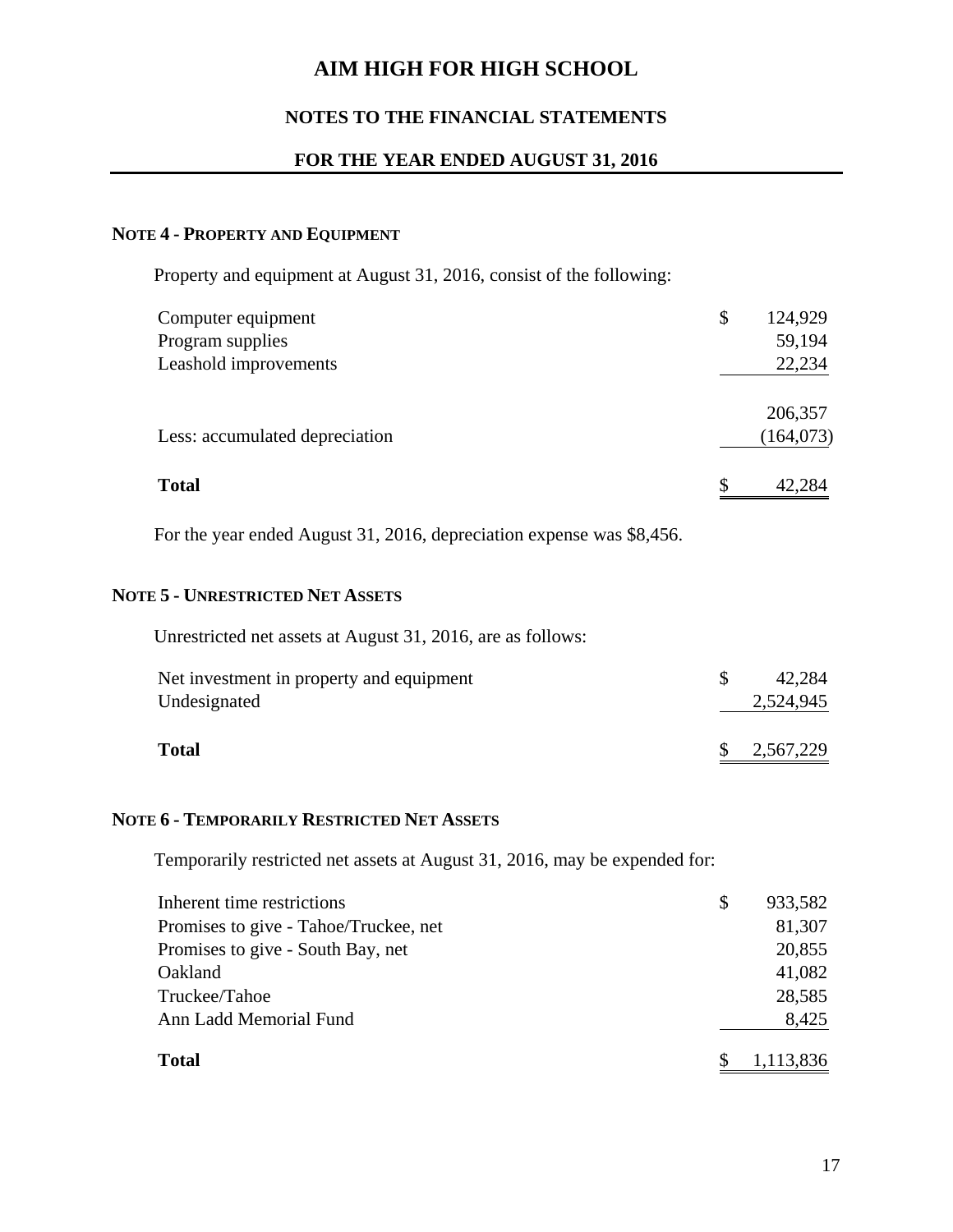# AIM HIGH FOR HIGH SCHOOL

## NOTES TO THE FINANCIAL STATEMENTS

## FOR THE YEAR ENDED AUGUST 31, 2016

### NOTE 4 - PROPERTY AND EQUIPMENT

Property and equipment at August 31, 2016, consist of the following:

| | |
|---|---|
| Computer equipment | $ 124,929 |
| Program supplies | 59,194 |
| Leashold improvements | 22,234 |
| | 206,357 |
| Less: accumulated depreciation | (164,073) |
| **Total** | $ 42,284 |

For the year ended August 31, 2016, depreciation expense was $8,456.

### NOTE 5 - UNRESTRICTED NET ASSETS

Unrestricted net assets at August 31, 2016, are as follows:

| | |
|---|---|
| Net investment in property and equipment | $ 42,284 |
| Undesignated | 2,524,945 |
| **Total** | $ 2,567,229 |

### NOTE 6 - TEMPORARILY RESTRICTED NET ASSETS

Temporarily restricted net assets at August 31, 2016, may be expended for:

| | |
|---|---|
| Inherent time restrictions | $ 933,582 |
| Promises to give - Tahoe/Truckee, net | 81,307 |
| Promises to give - South Bay, net | 20,855 |
| Oakland | 41,082 |
| Truckee/Tahoe | 28,585 |
| Ann Ladd Memorial Fund | 8,425 |
| **Total** | $ 1,113,836 |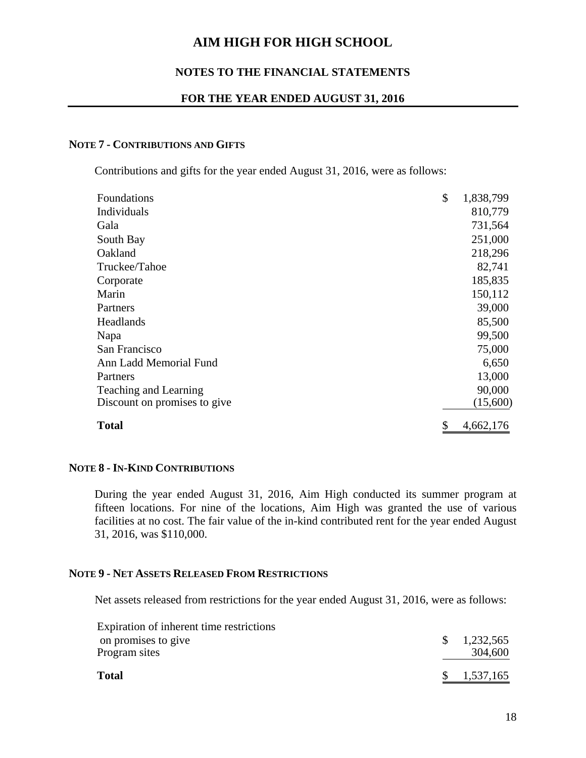# AIM HIGH FOR HIGH SCHOOL

## NOTES TO THE FINANCIAL STATEMENTS

### FOR THE YEAR ENDED AUGUST 31, 2016

**NOTE 7 - CONTRIBUTIONS AND GIFTS**

Contributions and gifts for the year ended August 31, 2016, were as follows:

| | |
|---|---|
| Foundations | $ 1,838,799 |
| Individuals | 810,779 |
| Gala | 731,564 |
| South Bay | 251,000 |
| Oakland | 218,296 |
| Truckee/Tahoe | 82,741 |
| Corporate | 185,835 |
| Marin | 150,112 |
| Partners | 39,000 |
| Headlands | 85,500 |
| Napa | 99,500 |
| San Francisco | 75,000 |
| Ann Ladd Memorial Fund | 6,650 |
| Partners | 13,000 |
| Teaching and Learning | 90,000 |
| Discount on promises to give | (15,600) |
| **Total** | $ 4,662,176 |

**NOTE 8 - IN-KIND CONTRIBUTIONS**

During the year ended August 31, 2016, Aim High conducted its summer program at fifteen locations. For nine of the locations, Aim High was granted the use of various facilities at no cost. The fair value of the in-kind contributed rent for the year ended August 31, 2016, was $110,000.

**NOTE 9 - NET ASSETS RELEASED FROM RESTRICTIONS**

Net assets released from restrictions for the year ended August 31, 2016, were as follows:

| | |
|---|---|
| Expiration of inherent time restrictions on promises to give | $ 1,232,565 |
| Program sites | 304,600 |
| **Total** | $ 1,537,165 |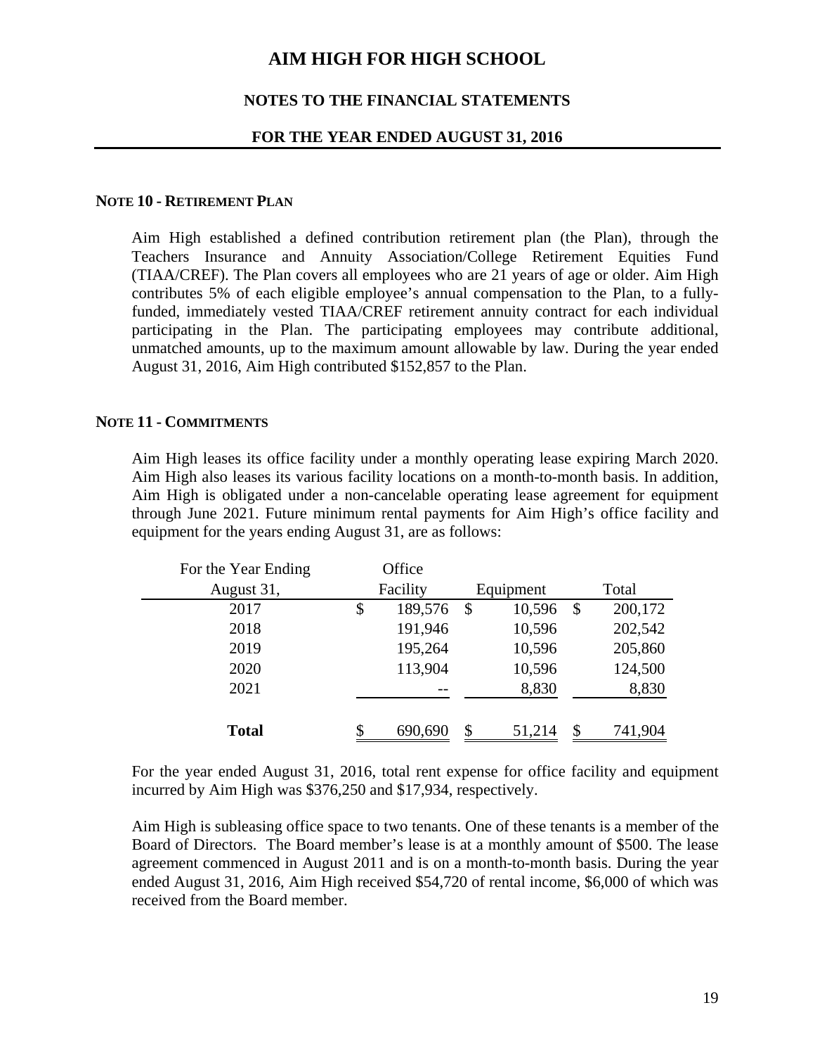# AIM HIGH FOR HIGH SCHOOL

## NOTES TO THE FINANCIAL STATEMENTS

### FOR THE YEAR ENDED AUGUST 31, 2016

**NOTE 10 - RETIREMENT PLAN**

Aim High established a defined contribution retirement plan (the Plan), through the Teachers Insurance and Annuity Association/College Retirement Equities Fund (TIAA/CREF). The Plan covers all employees who are 21 years of age or older. Aim High contributes 5% of each eligible employee's annual compensation to the Plan, to a fully-funded, immediately vested TIAA/CREF retirement annuity contract for each individual participating in the Plan. The participating employees may contribute additional, unmatched amounts, up to the maximum amount allowable by law. During the year ended August 31, 2016, Aim High contributed $152,857 to the Plan.

**NOTE 11 - COMMITMENTS**

Aim High leases its office facility under a monthly operating lease expiring March 2020. Aim High also leases its various facility locations on a month-to-month basis. In addition, Aim High is obligated under a non-cancelable operating lease agreement for equipment through June 2021. Future minimum rental payments for Aim High's office facility and equipment for the years ending August 31, are as follows:

| For the Year Ending August 31, | Office Facility | Equipment | Total |
|---|---|---|---|
| 2017 | $ 189,576 | $ 10,596 | $ 200,172 |
| 2018 | 191,946 | 10,596 | 202,542 |
| 2019 | 195,264 | 10,596 | 205,860 |
| 2020 | 113,904 | 10,596 | 124,500 |
| 2021 | -- | 8,830 | 8,830 |
| **Total** | $ 690,690 | $ 51,214 | $ 741,904 |

For the year ended August 31, 2016, total rent expense for office facility and equipment incurred by Aim High was $376,250 and $17,934, respectively.

Aim High is subleasing office space to two tenants. One of these tenants is a member of the Board of Directors. The Board member's lease is at a monthly amount of $500. The lease agreement commenced in August 2011 and is on a month-to-month basis. During the year ended August 31, 2016, Aim High received $54,720 of rental income, $6,000 of which was received from the Board member.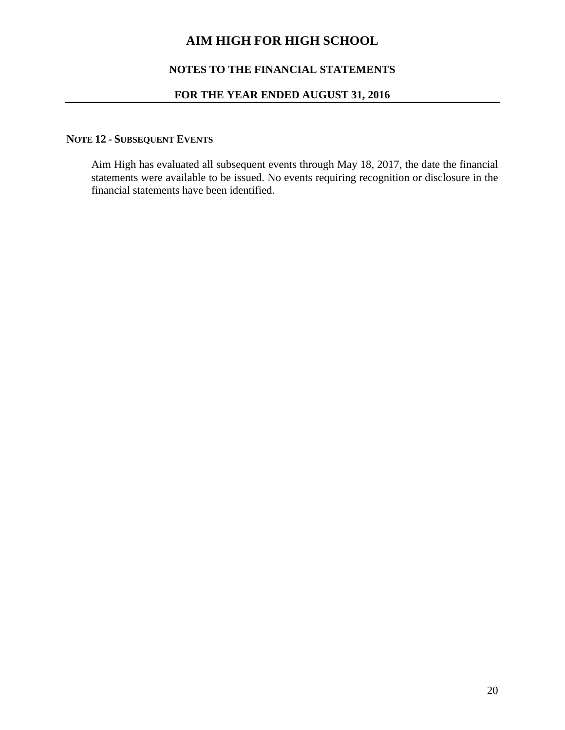# AIM HIGH FOR HIGH SCHOOL

## NOTES TO THE FINANCIAL STATEMENTS

## FOR THE YEAR ENDED AUGUST 31, 2016

### NOTE 12 - SUBSEQUENT EVENTS

Aim High has evaluated all subsequent events through May 18, 2017, the date the financial statements were available to be issued. No events requiring recognition or disclosure in the financial statements have been identified.